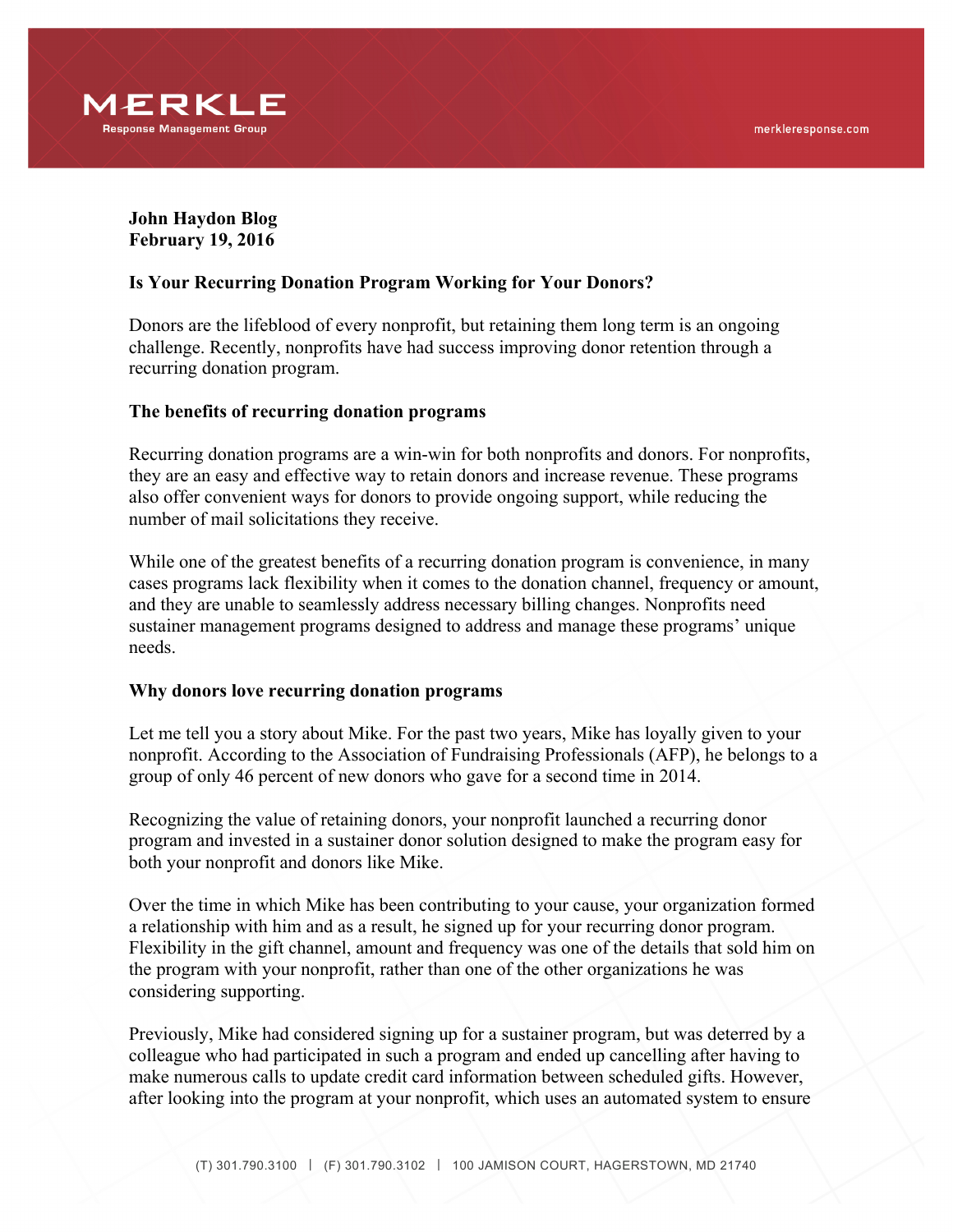**John Haydon Blog**
**February 19, 2016**

**Is Your Recurring Donation Program Working for Your Donors?**

Donors are the lifeblood of every nonprofit, but retaining them long term is an ongoing challenge. Recently, nonprofits have had success improving donor retention through a recurring donation program.

**The benefits of recurring donation programs**

Recurring donation programs are a win-win for both nonprofits and donors. For nonprofits, they are an easy and effective way to retain donors and increase revenue. These programs also offer convenient ways for donors to provide ongoing support, while reducing the number of mail solicitations they receive.

While one of the greatest benefits of a recurring donation program is convenience, in many cases programs lack flexibility when it comes to the donation channel, frequency or amount, and they are unable to seamlessly address necessary billing changes. Nonprofits need sustainer management programs designed to address and manage these programs' unique needs.

**Why donors love recurring donation programs**

Let me tell you a story about Mike. For the past two years, Mike has loyally given to your nonprofit. According to the Association of Fundraising Professionals (AFP), he belongs to a group of only 46 percent of new donors who gave for a second time in 2014.

Recognizing the value of retaining donors, your nonprofit launched a recurring donor program and invested in a sustainer donor solution designed to make the program easy for both your nonprofit and donors like Mike.

Over the time in which Mike has been contributing to your cause, your organization formed a relationship with him and as a result, he signed up for your recurring donor program. Flexibility in the gift channel, amount and frequency was one of the details that sold him on the program with your nonprofit, rather than one of the other organizations he was considering supporting.

Previously, Mike had considered signing up for a sustainer program, but was deterred by a colleague who had participated in such a program and ended up cancelling after having to make numerous calls to update credit card information between scheduled gifts. However, after looking into the program at your nonprofit, which uses an automated system to ensure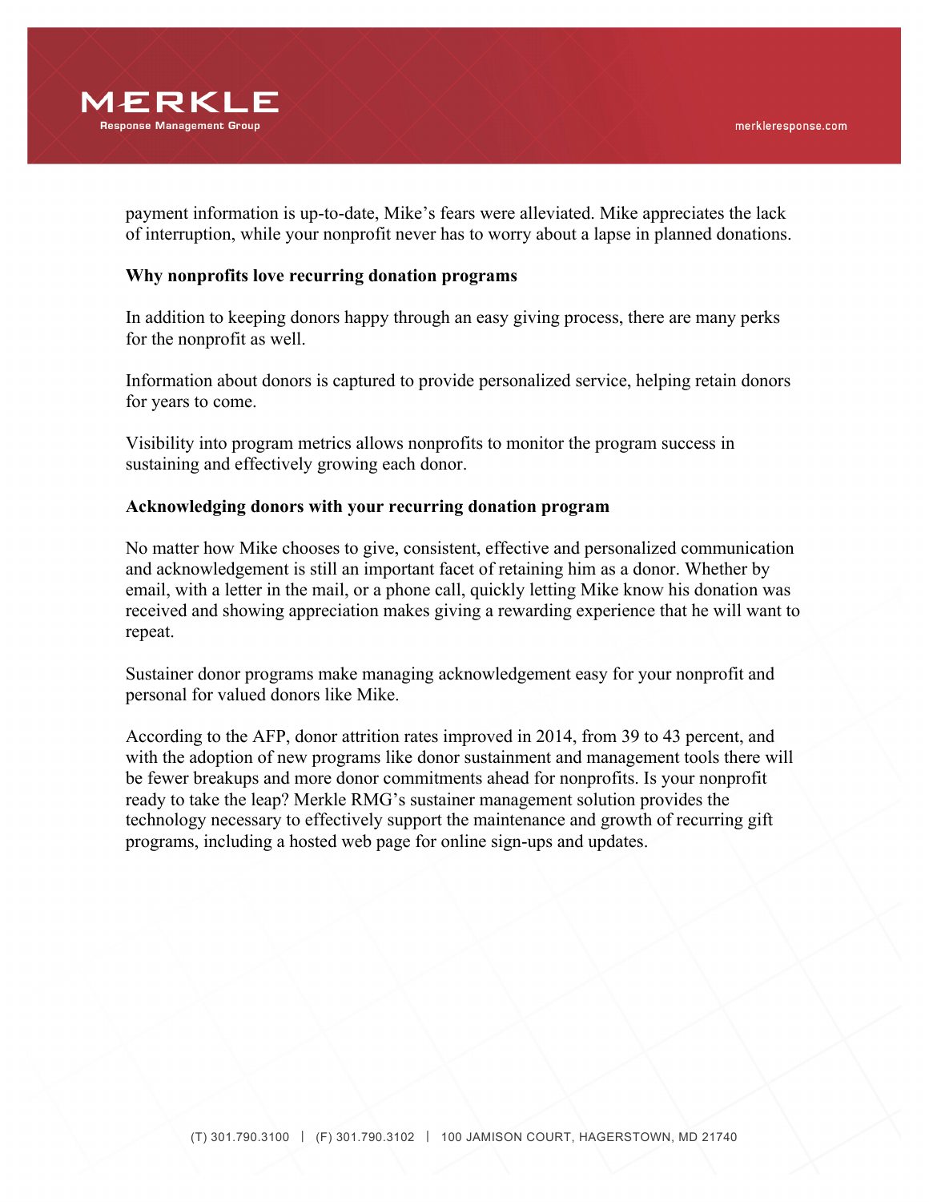payment information is up-to-date, Mike's fears were alleviated. Mike appreciates the lack of interruption, while your nonprofit never has to worry about a lapse in planned donations.

**Why nonprofits love recurring donation programs**

In addition to keeping donors happy through an easy giving process, there are many perks for the nonprofit as well.

Information about donors is captured to provide personalized service, helping retain donors for years to come.

Visibility into program metrics allows nonprofits to monitor the program success in sustaining and effectively growing each donor.

**Acknowledging donors with your recurring donation program**

No matter how Mike chooses to give, consistent, effective and personalized communication and acknowledgement is still an important facet of retaining him as a donor. Whether by email, with a letter in the mail, or a phone call, quickly letting Mike know his donation was received and showing appreciation makes giving a rewarding experience that he will want to repeat.

Sustainer donor programs make managing acknowledgement easy for your nonprofit and personal for valued donors like Mike.

According to the AFP, donor attrition rates improved in 2014, from 39 to 43 percent, and with the adoption of new programs like donor sustainment and management tools there will be fewer breakups and more donor commitments ahead for nonprofits. Is your nonprofit ready to take the leap? Merkle RMG's sustainer management solution provides the technology necessary to effectively support the maintenance and growth of recurring gift programs, including a hosted web page for online sign-ups and updates.